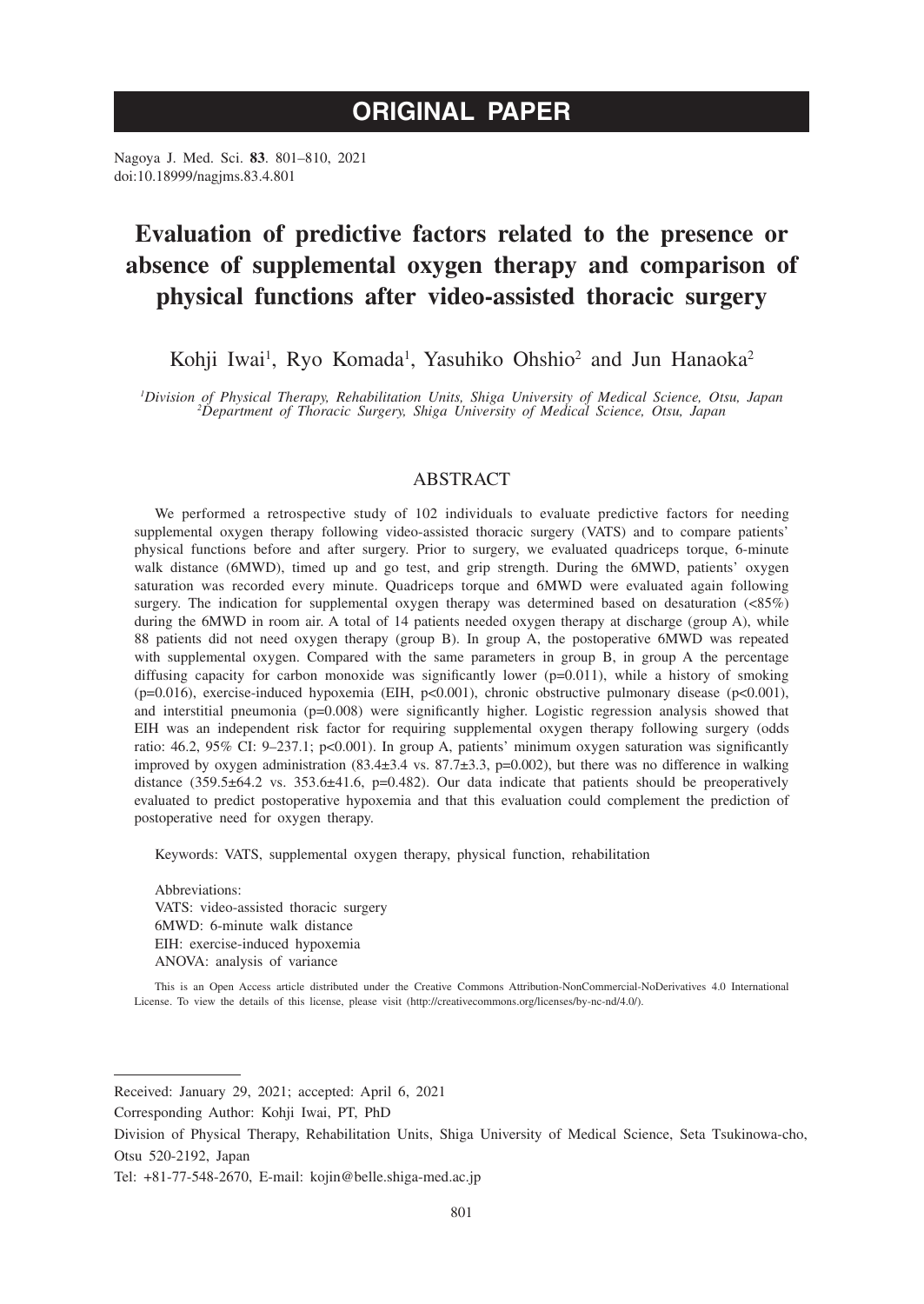# ORIGINAL PAPER

Nagoya J. Med. Sci. **83**. 801–810, 2021
doi:10.18999/nagjms.83.4.801

# Evaluation of predictive factors related to the presence or absence of supplemental oxygen therapy and comparison of physical functions after video-assisted thoracic surgery

Kohji Iwai[1], Ryo Komada[1], Yasuhiko Ohshio[2] and Jun Hanaoka[2]

*[1]Division of Physical Therapy, Rehabilitation Units, Shiga University of Medical Science, Otsu, Japan*
*[2]Department of Thoracic Surgery, Shiga University of Medical Science, Otsu, Japan*

## ABSTRACT

We performed a retrospective study of 102 individuals to evaluate predictive factors for needing supplemental oxygen therapy following video-assisted thoracic surgery (VATS) and to compare patients' physical functions before and after surgery. Prior to surgery, we evaluated quadriceps torque, 6-minute walk distance (6MWD), timed up and go test, and grip strength. During the 6MWD, patients' oxygen saturation was recorded every minute. Quadriceps torque and 6MWD were evaluated again following surgery. The indication for supplemental oxygen therapy was determined based on desaturation (<85%) during the 6MWD in room air. A total of 14 patients needed oxygen therapy at discharge (group A), while 88 patients did not need oxygen therapy (group B). In group A, the postoperative 6MWD was repeated with supplemental oxygen. Compared with the same parameters in group B, in group A the percentage diffusing capacity for carbon monoxide was significantly lower (p=0.011), while a history of smoking (p=0.016), exercise-induced hypoxemia (EIH, p<0.001), chronic obstructive pulmonary disease (p<0.001), and interstitial pneumonia (p=0.008) were significantly higher. Logistic regression analysis showed that EIH was an independent risk factor for requiring supplemental oxygen therapy following surgery (odds ratio: 46.2, 95% CI: 9–237.1; p<0.001). In group A, patients' minimum oxygen saturation was significantly improved by oxygen administration (83.4±3.4 vs. 87.7±3.3, p=0.002), but there was no difference in walking distance (359.5±64.2 vs. 353.6±41.6, p=0.482). Our data indicate that patients should be preoperatively evaluated to predict postoperative hypoxemia and that this evaluation could complement the prediction of postoperative need for oxygen therapy.

Keywords: VATS, supplemental oxygen therapy, physical function, rehabilitation

Abbreviations:
VATS: video-assisted thoracic surgery
6MWD: 6-minute walk distance
EIH: exercise-induced hypoxemia
ANOVA: analysis of variance

This is an Open Access article distributed under the Creative Commons Attribution-NonCommercial-NoDerivatives 4.0 International License. To view the details of this license, please visit (http://creativecommons.org/licenses/by-nc-nd/4.0/).

---

Received: January 29, 2021; accepted: April 6, 2021

Corresponding Author: Kohji Iwai, PT, PhD

Division of Physical Therapy, Rehabilitation Units, Shiga University of Medical Science, Seta Tsukinowa-cho, Otsu 520-2192, Japan

Tel: +81-77-548-2670, E-mail: kojin@belle.shiga-med.ac.jp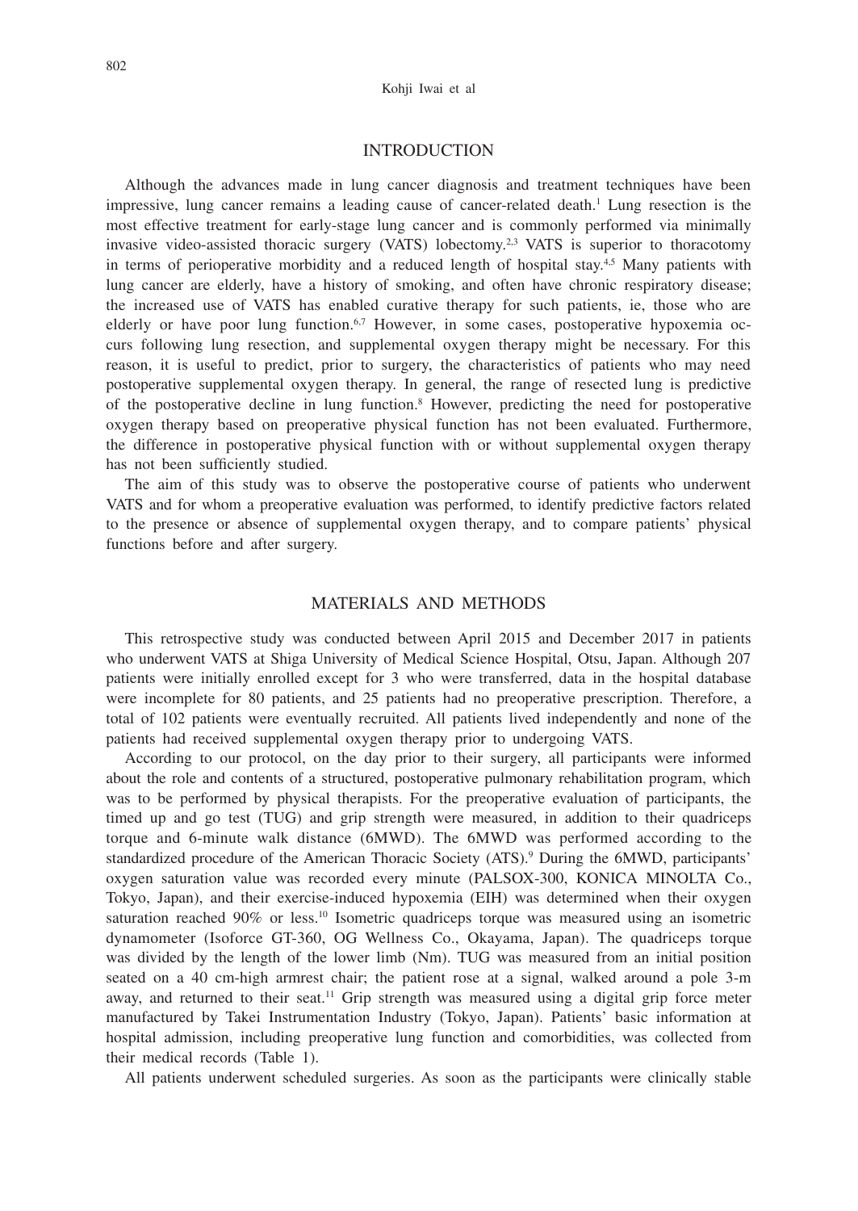## INTRODUCTION

Although the advances made in lung cancer diagnosis and treatment techniques have been impressive, lung cancer remains a leading cause of cancer-related death.[1] Lung resection is the most effective treatment for early-stage lung cancer and is commonly performed via minimally invasive video-assisted thoracic surgery (VATS) lobectomy.[2,3] VATS is superior to thoracotomy in terms of perioperative morbidity and a reduced length of hospital stay.[4,5] Many patients with lung cancer are elderly, have a history of smoking, and often have chronic respiratory disease; the increased use of VATS has enabled curative therapy for such patients, ie, those who are elderly or have poor lung function.[6,7] However, in some cases, postoperative hypoxemia occurs following lung resection, and supplemental oxygen therapy might be necessary. For this reason, it is useful to predict, prior to surgery, the characteristics of patients who may need postoperative supplemental oxygen therapy. In general, the range of resected lung is predictive of the postoperative decline in lung function.[8] However, predicting the need for postoperative oxygen therapy based on preoperative physical function has not been evaluated. Furthermore, the difference in postoperative physical function with or without supplemental oxygen therapy has not been sufficiently studied.

The aim of this study was to observe the postoperative course of patients who underwent VATS and for whom a preoperative evaluation was performed, to identify predictive factors related to the presence or absence of supplemental oxygen therapy, and to compare patients' physical functions before and after surgery.

## MATERIALS AND METHODS

This retrospective study was conducted between April 2015 and December 2017 in patients who underwent VATS at Shiga University of Medical Science Hospital, Otsu, Japan. Although 207 patients were initially enrolled except for 3 who were transferred, data in the hospital database were incomplete for 80 patients, and 25 patients had no preoperative prescription. Therefore, a total of 102 patients were eventually recruited. All patients lived independently and none of the patients had received supplemental oxygen therapy prior to undergoing VATS.

According to our protocol, on the day prior to their surgery, all participants were informed about the role and contents of a structured, postoperative pulmonary rehabilitation program, which was to be performed by physical therapists. For the preoperative evaluation of participants, the timed up and go test (TUG) and grip strength were measured, in addition to their quadriceps torque and 6-minute walk distance (6MWD). The 6MWD was performed according to the standardized procedure of the American Thoracic Society (ATS).[9] During the 6MWD, participants' oxygen saturation value was recorded every minute (PALSOX-300, KONICA MINOLTA Co., Tokyo, Japan), and their exercise-induced hypoxemia (EIH) was determined when their oxygen saturation reached 90% or less.[10] Isometric quadriceps torque was measured using an isometric dynamometer (Isoforce GT-360, OG Wellness Co., Okayama, Japan). The quadriceps torque was divided by the length of the lower limb (Nm). TUG was measured from an initial position seated on a 40 cm-high armrest chair; the patient rose at a signal, walked around a pole 3-m away, and returned to their seat.[11] Grip strength was measured using a digital grip force meter manufactured by Takei Instrumentation Industry (Tokyo, Japan). Patients' basic information at hospital admission, including preoperative lung function and comorbidities, was collected from their medical records (Table 1).

All patients underwent scheduled surgeries. As soon as the participants were clinically stable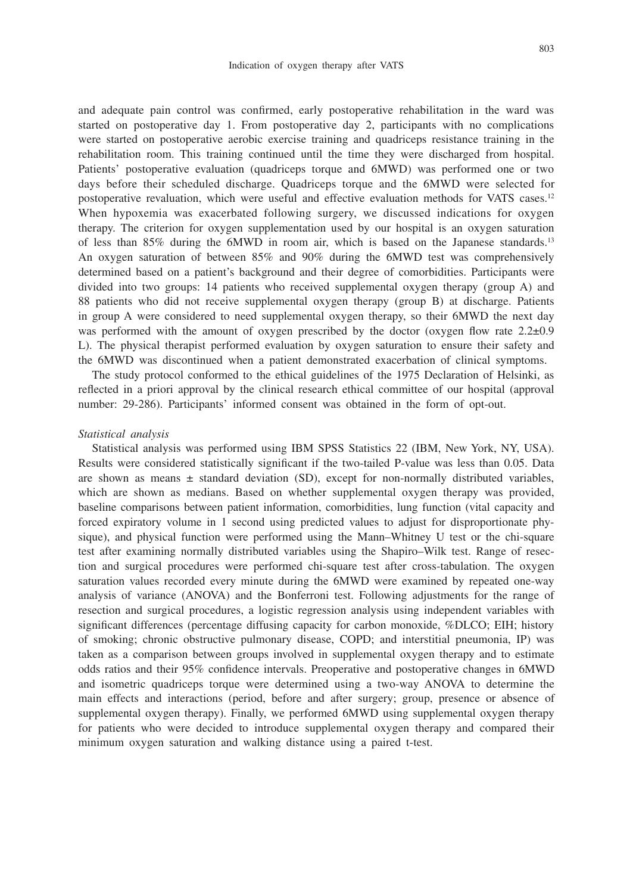and adequate pain control was confirmed, early postoperative rehabilitation in the ward was started on postoperative day 1. From postoperative day 2, participants with no complications were started on postoperative aerobic exercise training and quadriceps resistance training in the rehabilitation room. This training continued until the time they were discharged from hospital. Patients' postoperative evaluation (quadriceps torque and 6MWD) was performed one or two days before their scheduled discharge. Quadriceps torque and the 6MWD were selected for postoperative revaluation, which were useful and effective evaluation methods for VATS cases.[12] When hypoxemia was exacerbated following surgery, we discussed indications for oxygen therapy. The criterion for oxygen supplementation used by our hospital is an oxygen saturation of less than 85% during the 6MWD in room air, which is based on the Japanese standards.[13] An oxygen saturation of between 85% and 90% during the 6MWD test was comprehensively determined based on a patient's background and their degree of comorbidities. Participants were divided into two groups: 14 patients who received supplemental oxygen therapy (group A) and 88 patients who did not receive supplemental oxygen therapy (group B) at discharge. Patients in group A were considered to need supplemental oxygen therapy, so their 6MWD the next day was performed with the amount of oxygen prescribed by the doctor (oxygen flow rate 2.2±0.9 L). The physical therapist performed evaluation by oxygen saturation to ensure their safety and the 6MWD was discontinued when a patient demonstrated exacerbation of clinical symptoms.

The study protocol conformed to the ethical guidelines of the 1975 Declaration of Helsinki, as reflected in a priori approval by the clinical research ethical committee of our hospital (approval number: 29-286). Participants' informed consent was obtained in the form of opt-out.

*Statistical analysis*

Statistical analysis was performed using IBM SPSS Statistics 22 (IBM, New York, NY, USA). Results were considered statistically significant if the two-tailed P-value was less than 0.05. Data are shown as means ± standard deviation (SD), except for non-normally distributed variables, which are shown as medians. Based on whether supplemental oxygen therapy was provided, baseline comparisons between patient information, comorbidities, lung function (vital capacity and forced expiratory volume in 1 second using predicted values to adjust for disproportionate physique), and physical function were performed using the Mann–Whitney U test or the chi-square test after examining normally distributed variables using the Shapiro–Wilk test. Range of resection and surgical procedures were performed chi-square test after cross-tabulation. The oxygen saturation values recorded every minute during the 6MWD were examined by repeated one-way analysis of variance (ANOVA) and the Bonferroni test. Following adjustments for the range of resection and surgical procedures, a logistic regression analysis using independent variables with significant differences (percentage diffusing capacity for carbon monoxide, %DLCO; EIH; history of smoking; chronic obstructive pulmonary disease, COPD; and interstitial pneumonia, IP) was taken as a comparison between groups involved in supplemental oxygen therapy and to estimate odds ratios and their 95% confidence intervals. Preoperative and postoperative changes in 6MWD and isometric quadriceps torque were determined using a two-way ANOVA to determine the main effects and interactions (period, before and after surgery; group, presence or absence of supplemental oxygen therapy). Finally, we performed 6MWD using supplemental oxygen therapy for patients who were decided to introduce supplemental oxygen therapy and compared their minimum oxygen saturation and walking distance using a paired t-test.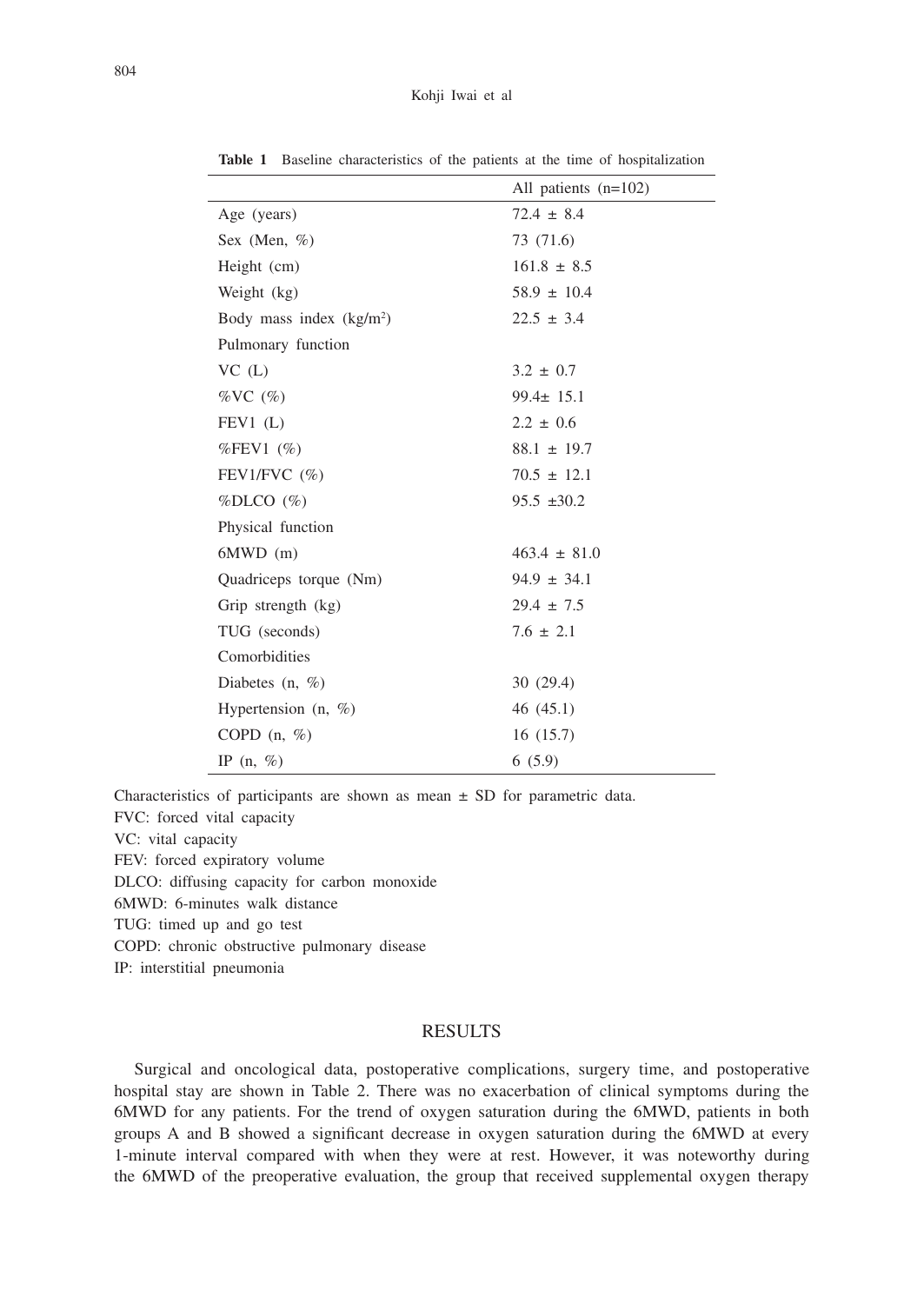**Table 1** Baseline characteristics of the patients at the time of hospitalization

| | All patients (n=102) |
|---|---|
| Age (years) | 72.4 ± 8.4 |
| Sex (Men, %) | 73 (71.6) |
| Height (cm) | 161.8 ± 8.5 |
| Weight (kg) | 58.9 ± 10.4 |
| Body mass index (kg/m$^2$) | 22.5 ± 3.4 |
| Pulmonary function | |
| VC (L) | 3.2 ± 0.7 |
| %VC (%) | 99.4± 15.1 |
| FEV1 (L) | 2.2 ± 0.6 |
| %FEV1 (%) | 88.1 ± 19.7 |
| FEV1/FVC (%) | 70.5 ± 12.1 |
| %DLCO (%) | 95.5 ±30.2 |
| Physical function | |
| 6MWD (m) | 463.4 ± 81.0 |
| Quadriceps torque (Nm) | 94.9 ± 34.1 |
| Grip strength (kg) | 29.4 ± 7.5 |
| TUG (seconds) | 7.6 ± 2.1 |
| Comorbidities | |
| Diabetes (n, %) | 30 (29.4) |
| Hypertension (n, %) | 46 (45.1) |
| COPD (n, %) | 16 (15.7) |
| IP (n, %) | 6 (5.9) |

Characteristics of participants are shown as mean ± SD for parametric data.
FVC: forced vital capacity
VC: vital capacity
FEV: forced expiratory volume
DLCO: diffusing capacity for carbon monoxide
6MWD: 6-minutes walk distance
TUG: timed up and go test
COPD: chronic obstructive pulmonary disease
IP: interstitial pneumonia

## RESULTS

Surgical and oncological data, postoperative complications, surgery time, and postoperative hospital stay are shown in Table 2. There was no exacerbation of clinical symptoms during the 6MWD for any patients. For the trend of oxygen saturation during the 6MWD, patients in both groups A and B showed a significant decrease in oxygen saturation during the 6MWD at every 1-minute interval compared with when they were at rest. However, it was noteworthy during the 6MWD of the preoperative evaluation, the group that received supplemental oxygen therapy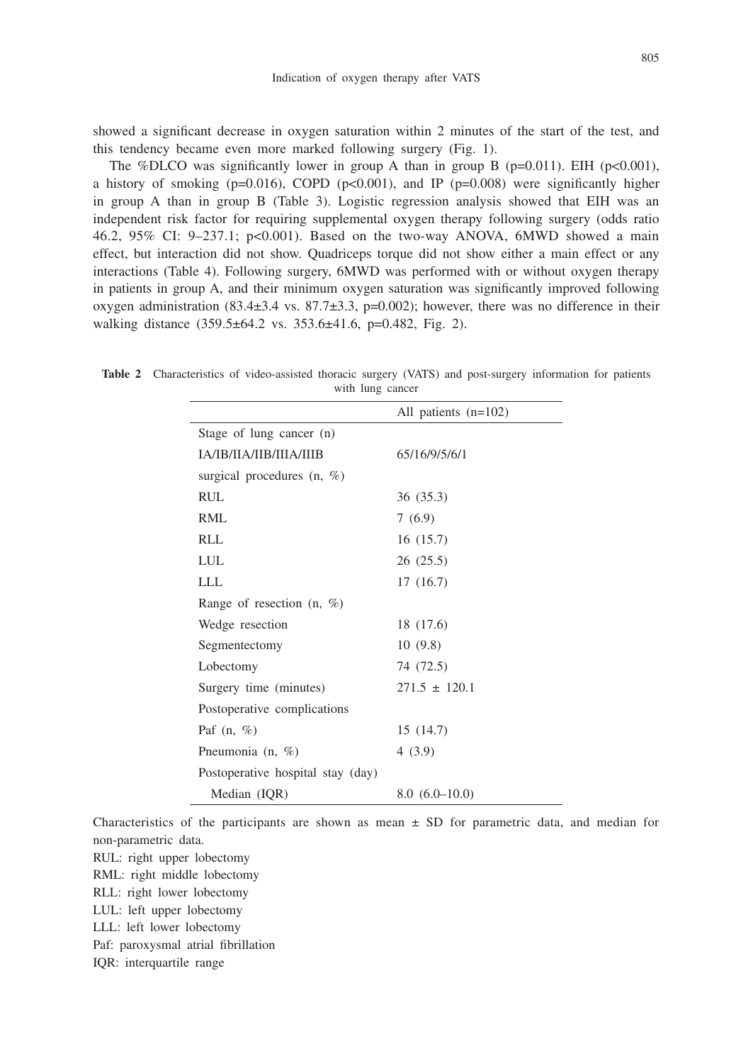showed a significant decrease in oxygen saturation within 2 minutes of the start of the test, and this tendency became even more marked following surgery (Fig. 1).

The %DLCO was significantly lower in group A than in group B ($p=0.011$). EIH ($p<0.001$), a history of smoking ($p=0.016$), COPD ($p<0.001$), and IP ($p=0.008$) were significantly higher in group A than in group B (Table 3). Logistic regression analysis showed that EIH was an independent risk factor for requiring supplemental oxygen therapy following surgery (odds ratio 46.2, 95% CI: 9–237.1; $p<0.001$). Based on the two-way ANOVA, 6MWD showed a main effect, but interaction did not show. Quadriceps torque did not show either a main effect or any interactions (Table 4). Following surgery, 6MWD was performed with or without oxygen therapy in patients in group A, and their minimum oxygen saturation was significantly improved following oxygen administration (83.4±3.4 vs. 87.7±3.3, $p=0.002$); however, there was no difference in their walking distance (359.5±64.2 vs. 353.6±41.6, $p=0.482$, Fig. 2).

**Table 2** Characteristics of video-assisted thoracic surgery (VATS) and post-surgery information for patients with lung cancer

| | All patients (n=102) |
|---|---|
| Stage of lung cancer (n) | |
| IA/IB/IIA/IIB/IIIA/IIIB | 65/16/9/5/6/1 |
| surgical procedures (n, %) | |
| RUL | 36 (35.3) |
| RML | 7 (6.9) |
| RLL | 16 (15.7) |
| LUL | 26 (25.5) |
| LLL | 17 (16.7) |
| Range of resection (n, %) | |
| Wedge resection | 18 (17.6) |
| Segmentectomy | 10 (9.8) |
| Lobectomy | 74 (72.5) |
| Surgery time (minutes) | 271.5 ± 120.1 |
| Postoperative complications | |
| Paf (n, %) | 15 (14.7) |
| Pneumonia (n, %) | 4 (3.9) |
| Postoperative hospital stay (day) | |
| Median (IQR) | 8.0 (6.0–10.0) |

Characteristics of the participants are shown as mean ± SD for parametric data, and median for non-parametric data.

RUL: right upper lobectomy
RML: right middle lobectomy
RLL: right lower lobectomy
LUL: left upper lobectomy
LLL: left lower lobectomy
Paf: paroxysmal atrial fibrillation
IQR: interquartile range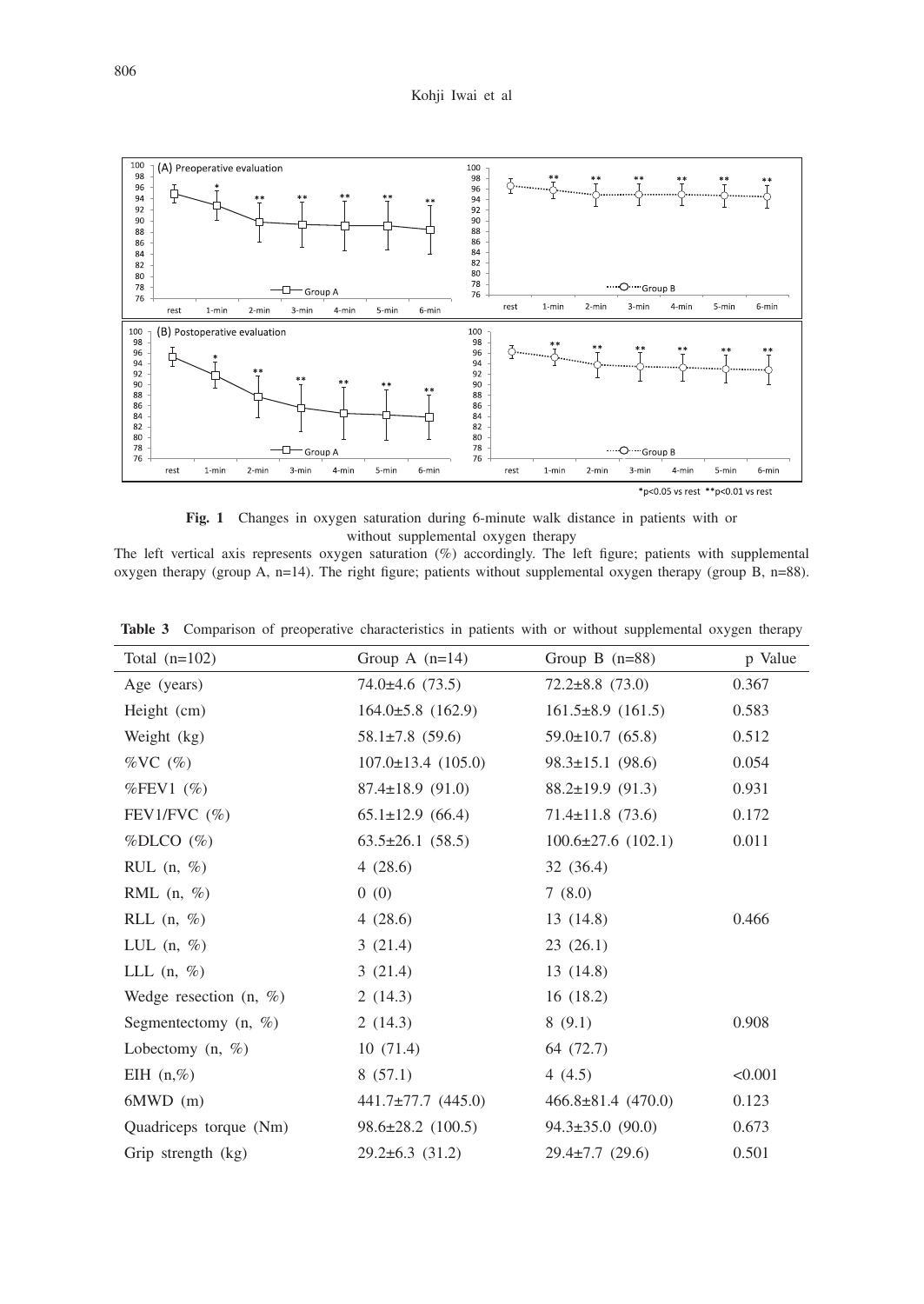**Fig. 1** Changes in oxygen saturation during 6-minute walk distance in patients with or without supplemental oxygen therapy

The left vertical axis represents oxygen saturation (%) accordingly. The left figure; patients with supplemental oxygen therapy (group A, n=14). The right figure; patients without supplemental oxygen therapy (group B, n=88).

**Table 3** Comparison of preoperative characteristics in patients with or without supplemental oxygen therapy

| Total (n=102) | Group A (n=14) | Group B (n=88) | p Value |
|---|---|---|---|
| Age (years) | 74.0±4.6 (73.5) | 72.2±8.8 (73.0) | 0.367 |
| Height (cm) | 164.0±5.8 (162.9) | 161.5±8.9 (161.5) | 0.583 |
| Weight (kg) | 58.1±7.8 (59.6) | 59.0±10.7 (65.8) | 0.512 |
| %VC (%) | 107.0±13.4 (105.0) | 98.3±15.1 (98.6) | 0.054 |
| %FEV1 (%) | 87.4±18.9 (91.0) | 88.2±19.9 (91.3) | 0.931 |
| FEV1/FVC (%) | 65.1±12.9 (66.4) | 71.4±11.8 (73.6) | 0.172 |
| %DLCO (%) | 63.5±26.1 (58.5) | 100.6±27.6 (102.1) | 0.011 |
| RUL (n, %) | 4 (28.6) | 32 (36.4) | |
| RML (n, %) | 0 (0) | 7 (8.0) | |
| RLL (n, %) | 4 (28.6) | 13 (14.8) | 0.466 |
| LUL (n, %) | 3 (21.4) | 23 (26.1) | |
| LLL (n, %) | 3 (21.4) | 13 (14.8) | |
| Wedge resection (n, %) | 2 (14.3) | 16 (18.2) | |
| Segmentectomy (n, %) | 2 (14.3) | 8 (9.1) | 0.908 |
| Lobectomy (n, %) | 10 (71.4) | 64 (72.7) | |
| EIH (n,%) | 8 (57.1) | 4 (4.5) | <0.001 |
| 6MWD (m) | 441.7±77.7 (445.0) | 466.8±81.4 (470.0) | 0.123 |
| Quadriceps torque (Nm) | 98.6±28.2 (100.5) | 94.3±35.0 (90.0) | 0.673 |
| Grip strength (kg) | 29.2±6.3 (31.2) | 29.4±7.7 (29.6) | 0.501 |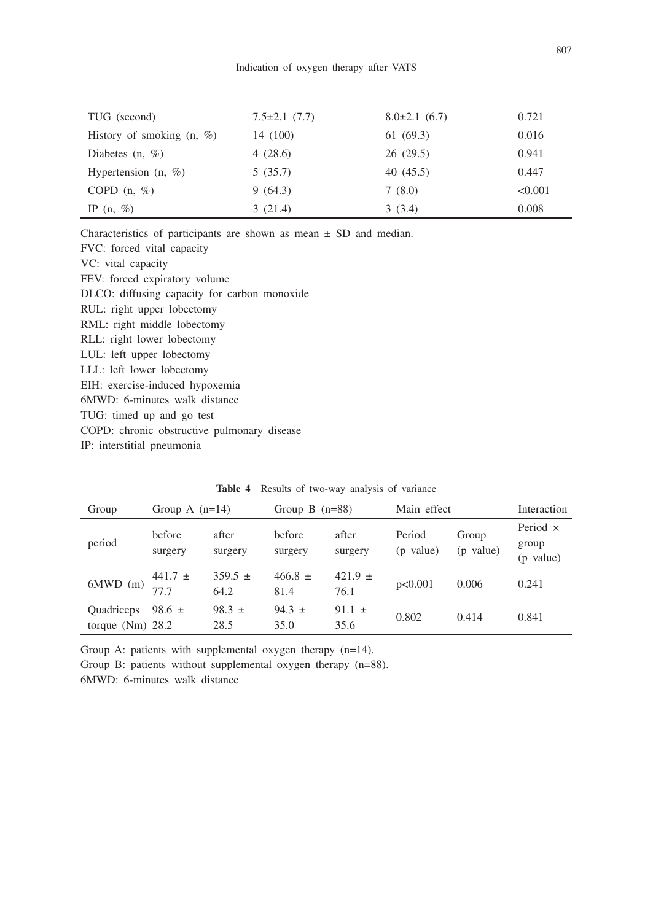| TUG (second) | 7.5±2.1 (7.7) | 8.0±2.1 (6.7) | 0.721 |
|---|---|---|---|
| History of smoking (n, %) | 14 (100) | 61 (69.3) | 0.016 |
| Diabetes (n, %) | 4 (28.6) | 26 (29.5) | 0.941 |
| Hypertension (n, %) | 5 (35.7) | 40 (45.5) | 0.447 |
| COPD (n, %) | 9 (64.3) | 7 (8.0) | <0.001 |
| IP (n, %) | 3 (21.4) | 3 (3.4) | 0.008 |

Characteristics of participants are shown as mean ± SD and median.
FVC: forced vital capacity
VC: vital capacity
FEV: forced expiratory volume
DLCO: diffusing capacity for carbon monoxide
RUL: right upper lobectomy
RML: right middle lobectomy
RLL: right lower lobectomy
LUL: left upper lobectomy
LLL: left lower lobectomy
EIH: exercise-induced hypoxemia
6MWD: 6-minutes walk distance
TUG: timed up and go test
COPD: chronic obstructive pulmonary disease
IP: interstitial pneumonia

**Table 4** Results of two-way analysis of variance

| Group | Group A (n=14) | | Group B (n=88) | | Main effect | | Interaction |
|---|---|---|---|---|---|---|---|
| period | before surgery | after surgery | before surgery | after surgery | Period (p value) | Group (p value) | Period × group (p value) |
| 6MWD (m) | 441.7 ± 77.7 | 359.5 ± 64.2 | 466.8 ± 81.4 | 421.9 ± 76.1 | p<0.001 | 0.006 | 0.241 |
| Quadriceps torque (Nm) | 98.6 ± 28.2 | 98.3 ± 28.5 | 94.3 ± 35.0 | 91.1 ± 35.6 | 0.802 | 0.414 | 0.841 |

Group A: patients with supplemental oxygen therapy (n=14).
Group B: patients without supplemental oxygen therapy (n=88).
6MWD: 6-minutes walk distance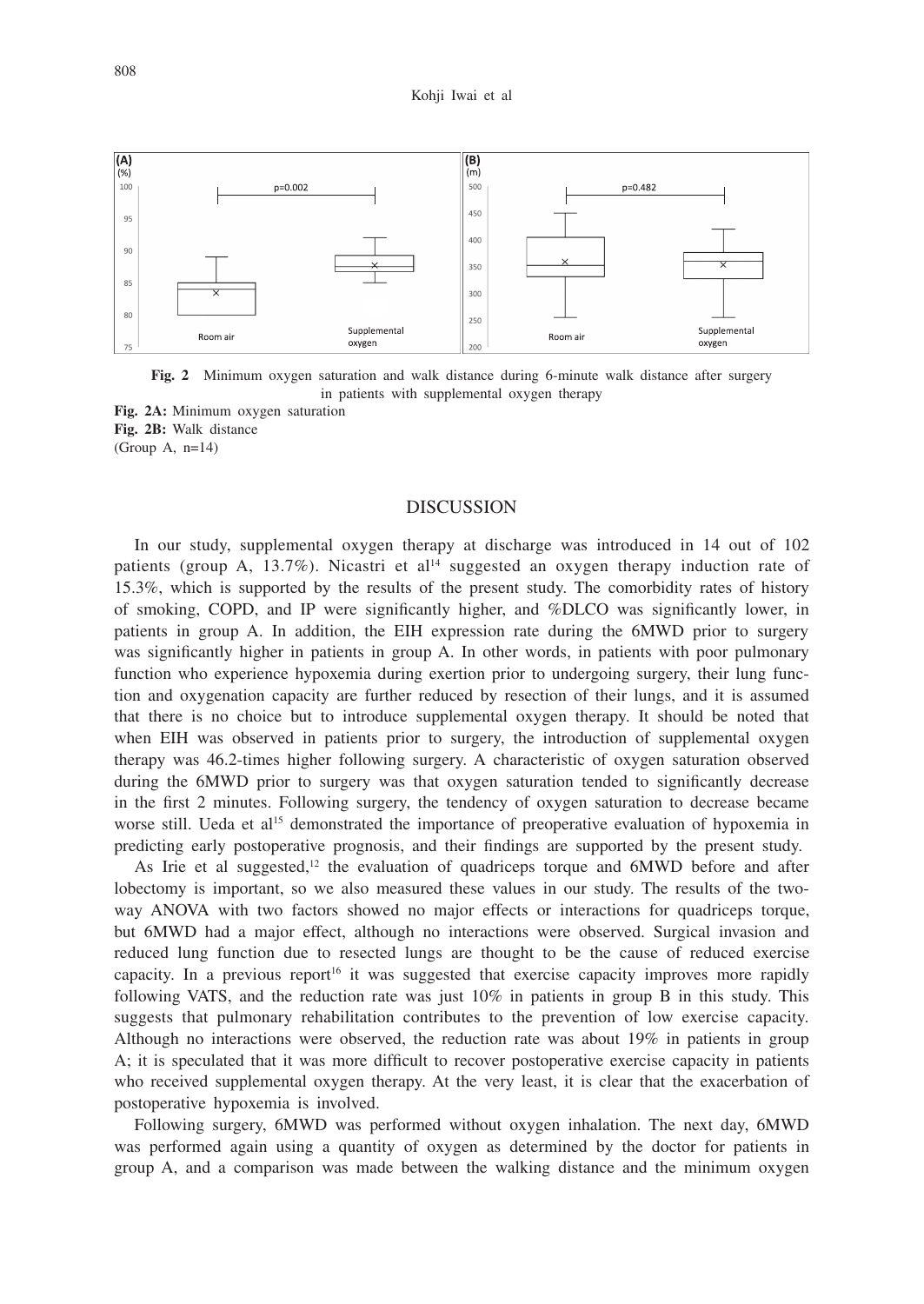**Fig. 2** Minimum oxygen saturation and walk distance during 6-minute walk distance after surgery in patients with supplemental oxygen therapy

**Fig. 2A:** Minimum oxygen saturation
**Fig. 2B:** Walk distance
(Group A, n=14)

## DISCUSSION

In our study, supplemental oxygen therapy at discharge was introduced in 14 out of 102 patients (group A, 13.7%). Nicastri et al[14] suggested an oxygen therapy induction rate of 15.3%, which is supported by the results of the present study. The comorbidity rates of history of smoking, COPD, and IP were significantly higher, and %DLCO was significantly lower, in patients in group A. In addition, the EIH expression rate during the 6MWD prior to surgery was significantly higher in patients in group A. In other words, in patients with poor pulmonary function who experience hypoxemia during exertion prior to undergoing surgery, their lung function and oxygenation capacity are further reduced by resection of their lungs, and it is assumed that there is no choice but to introduce supplemental oxygen therapy. It should be noted that when EIH was observed in patients prior to surgery, the introduction of supplemental oxygen therapy was 46.2-times higher following surgery. A characteristic of oxygen saturation observed during the 6MWD prior to surgery was that oxygen saturation tended to significantly decrease in the first 2 minutes. Following surgery, the tendency of oxygen saturation to decrease became worse still. Ueda et al[15] demonstrated the importance of preoperative evaluation of hypoxemia in predicting early postoperative prognosis, and their findings are supported by the present study.

As Irie et al suggested,[12] the evaluation of quadriceps torque and 6MWD before and after lobectomy is important, so we also measured these values in our study. The results of the two-way ANOVA with two factors showed no major effects or interactions for quadriceps torque, but 6MWD had a major effect, although no interactions were observed. Surgical invasion and reduced lung function due to resected lungs are thought to be the cause of reduced exercise capacity. In a previous report[16] it was suggested that exercise capacity improves more rapidly following VATS, and the reduction rate was just 10% in patients in group B in this study. This suggests that pulmonary rehabilitation contributes to the prevention of low exercise capacity. Although no interactions were observed, the reduction rate was about 19% in patients in group A; it is speculated that it was more difficult to recover postoperative exercise capacity in patients who received supplemental oxygen therapy. At the very least, it is clear that the exacerbation of postoperative hypoxemia is involved.

Following surgery, 6MWD was performed without oxygen inhalation. The next day, 6MWD was performed again using a quantity of oxygen as determined by the doctor for patients in group A, and a comparison was made between the walking distance and the minimum oxygen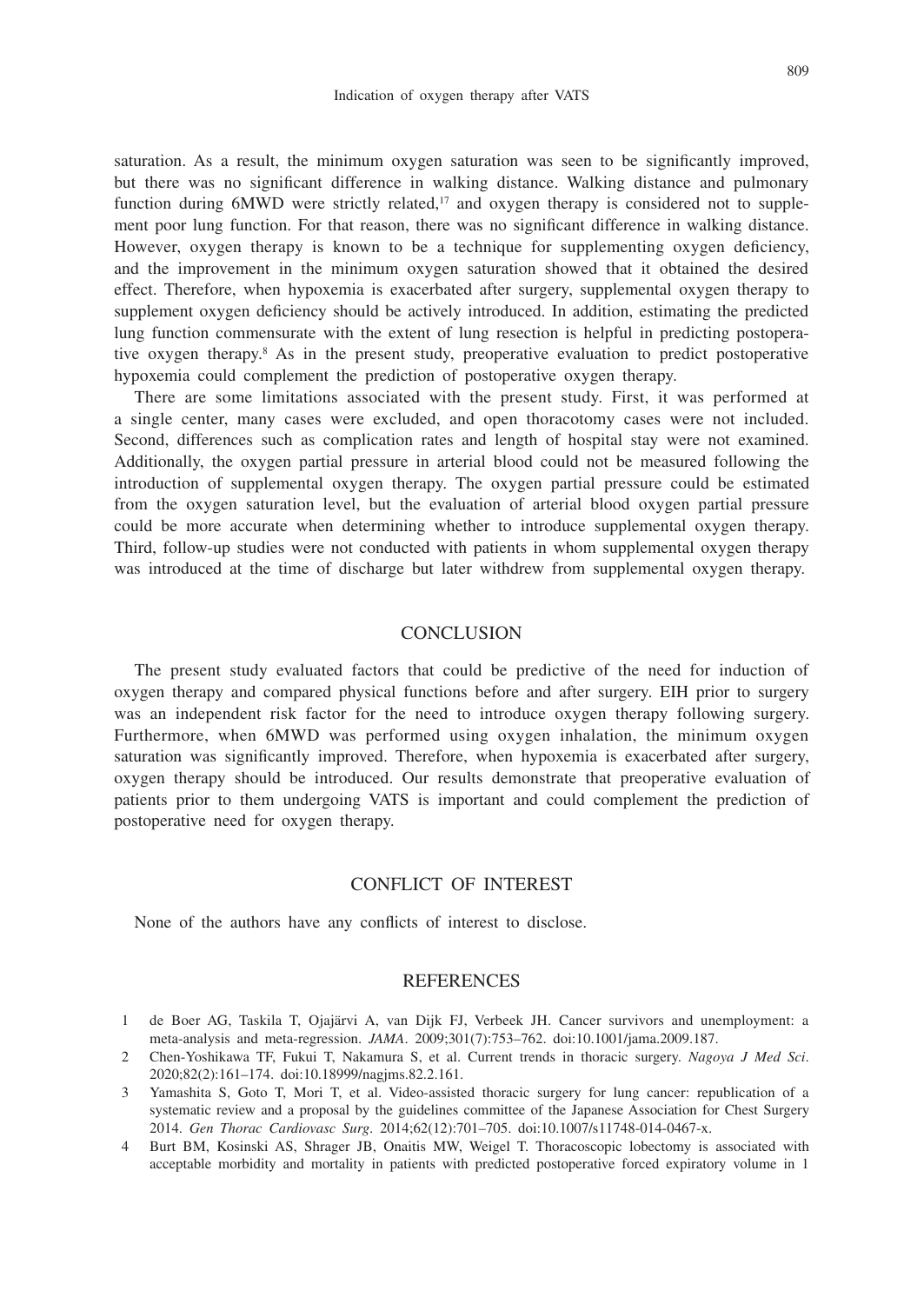saturation. As a result, the minimum oxygen saturation was seen to be significantly improved, but there was no significant difference in walking distance. Walking distance and pulmonary function during 6MWD were strictly related,[17] and oxygen therapy is considered not to supplement poor lung function. For that reason, there was no significant difference in walking distance. However, oxygen therapy is known to be a technique for supplementing oxygen deficiency, and the improvement in the minimum oxygen saturation showed that it obtained the desired effect. Therefore, when hypoxemia is exacerbated after surgery, supplemental oxygen therapy to supplement oxygen deficiency should be actively introduced. In addition, estimating the predicted lung function commensurate with the extent of lung resection is helpful in predicting postoperative oxygen therapy.[8] As in the present study, preoperative evaluation to predict postoperative hypoxemia could complement the prediction of postoperative oxygen therapy.

There are some limitations associated with the present study. First, it was performed at a single center, many cases were excluded, and open thoracotomy cases were not included. Second, differences such as complication rates and length of hospital stay were not examined. Additionally, the oxygen partial pressure in arterial blood could not be measured following the introduction of supplemental oxygen therapy. The oxygen partial pressure could be estimated from the oxygen saturation level, but the evaluation of arterial blood oxygen partial pressure could be more accurate when determining whether to introduce supplemental oxygen therapy. Third, follow-up studies were not conducted with patients in whom supplemental oxygen therapy was introduced at the time of discharge but later withdrew from supplemental oxygen therapy.

## CONCLUSION

The present study evaluated factors that could be predictive of the need for induction of oxygen therapy and compared physical functions before and after surgery. EIH prior to surgery was an independent risk factor for the need to introduce oxygen therapy following surgery. Furthermore, when 6MWD was performed using oxygen inhalation, the minimum oxygen saturation was significantly improved. Therefore, when hypoxemia is exacerbated after surgery, oxygen therapy should be introduced. Our results demonstrate that preoperative evaluation of patients prior to them undergoing VATS is important and could complement the prediction of postoperative need for oxygen therapy.

## CONFLICT OF INTEREST

None of the authors have any conflicts of interest to disclose.

## REFERENCES

1. de Boer AG, Taskila T, Ojajärvi A, van Dijk FJ, Verbeek JH. Cancer survivors and unemployment: a meta-analysis and meta-regression. *JAMA*. 2009;301(7):753–762. doi:10.1001/jama.2009.187.
2. Chen-Yoshikawa TF, Fukui T, Nakamura S, et al. Current trends in thoracic surgery. *Nagoya J Med Sci*. 2020;82(2):161–174. doi:10.18999/nagjms.82.2.161.
3. Yamashita S, Goto T, Mori T, et al. Video-assisted thoracic surgery for lung cancer: republication of a systematic review and a proposal by the guidelines committee of the Japanese Association for Chest Surgery 2014. *Gen Thorac Cardiovasc Surg*. 2014;62(12):701–705. doi:10.1007/s11748-014-0467-x.
4. Burt BM, Kosinski AS, Shrager JB, Onaitis MW, Weigel T. Thoracoscopic lobectomy is associated with acceptable morbidity and mortality in patients with predicted postoperative forced expiratory volume in 1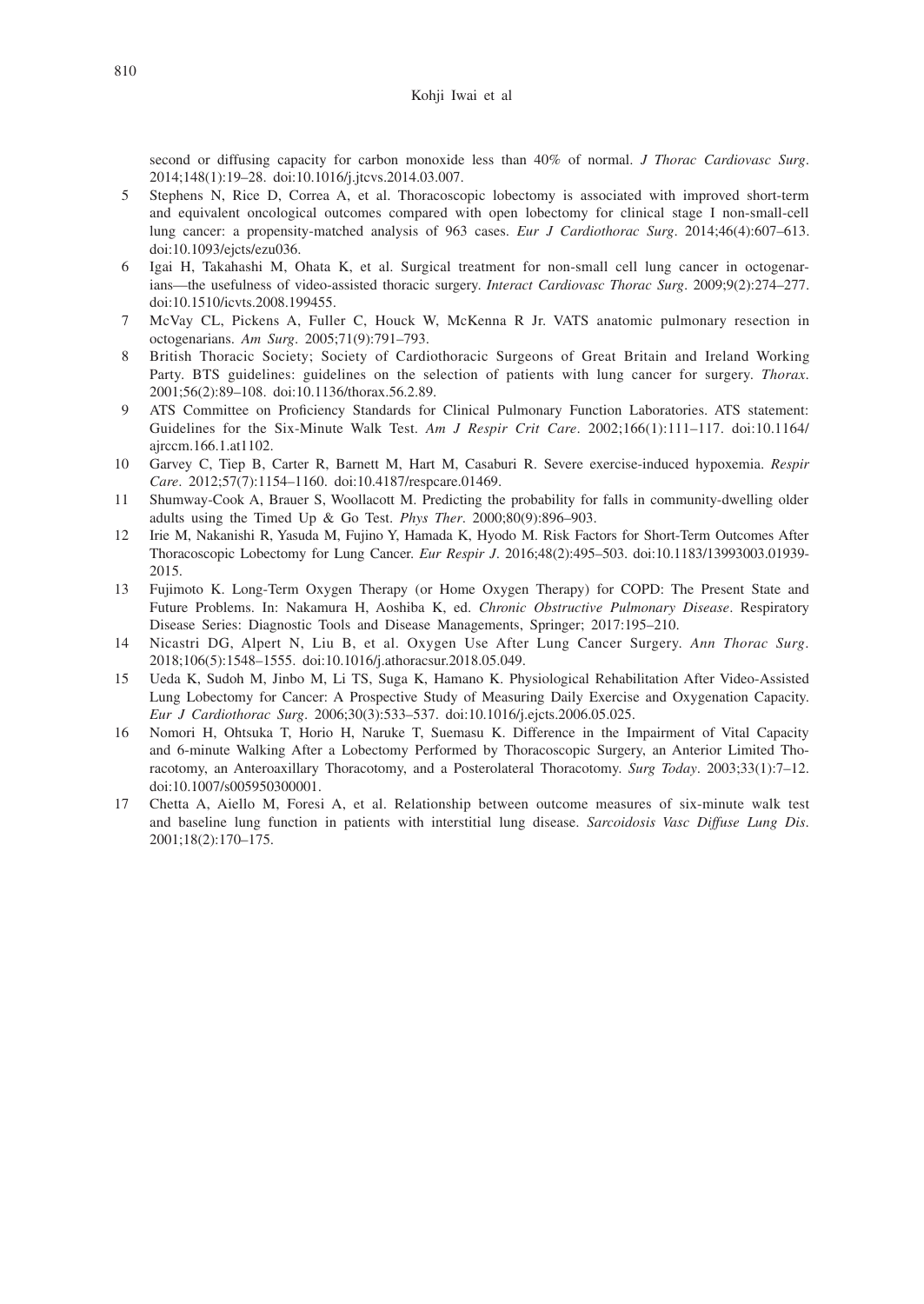second or diffusing capacity for carbon monoxide less than 40% of normal. *J Thorac Cardiovasc Surg*. 2014;148(1):19–28. doi:10.1016/j.jtcvs.2014.03.007.

5 Stephens N, Rice D, Correa A, et al. Thoracoscopic lobectomy is associated with improved short-term and equivalent oncological outcomes compared with open lobectomy for clinical stage I non-small-cell lung cancer: a propensity-matched analysis of 963 cases. *Eur J Cardiothorac Surg*. 2014;46(4):607–613. doi:10.1093/ejcts/ezu036.

6 Igai H, Takahashi M, Ohata K, et al. Surgical treatment for non-small cell lung cancer in octogenarians—the usefulness of video-assisted thoracic surgery. *Interact Cardiovasc Thorac Surg*. 2009;9(2):274–277. doi:10.1510/icvts.2008.199455.

7 McVay CL, Pickens A, Fuller C, Houck W, McKenna R Jr. VATS anatomic pulmonary resection in octogenarians. *Am Surg*. 2005;71(9):791–793.

8 British Thoracic Society; Society of Cardiothoracic Surgeons of Great Britain and Ireland Working Party. BTS guidelines: guidelines on the selection of patients with lung cancer for surgery. *Thorax*. 2001;56(2):89–108. doi:10.1136/thorax.56.2.89.

9 ATS Committee on Proficiency Standards for Clinical Pulmonary Function Laboratories. ATS statement: Guidelines for the Six-Minute Walk Test. *Am J Respir Crit Care*. 2002;166(1):111–117. doi:10.1164/ajrccm.166.1.at1102.

10 Garvey C, Tiep B, Carter R, Barnett M, Hart M, Casaburi R. Severe exercise-induced hypoxemia. *Respir Care*. 2012;57(7):1154–1160. doi:10.4187/respcare.01469.

11 Shumway-Cook A, Brauer S, Woollacott M. Predicting the probability for falls in community-dwelling older adults using the Timed Up & Go Test. *Phys Ther*. 2000;80(9):896–903.

12 Irie M, Nakanishi R, Yasuda M, Fujino Y, Hamada K, Hyodo M. Risk Factors for Short-Term Outcomes After Thoracoscopic Lobectomy for Lung Cancer. *Eur Respir J*. 2016;48(2):495–503. doi:10.1183/13993003.01939-2015.

13 Fujimoto K. Long-Term Oxygen Therapy (or Home Oxygen Therapy) for COPD: The Present State and Future Problems. In: Nakamura H, Aoshiba K, ed. *Chronic Obstructive Pulmonary Disease*. Respiratory Disease Series: Diagnostic Tools and Disease Managements, Springer; 2017:195–210.

14 Nicastri DG, Alpert N, Liu B, et al. Oxygen Use After Lung Cancer Surgery. *Ann Thorac Surg*. 2018;106(5):1548–1555. doi:10.1016/j.athoracsur.2018.05.049.

15 Ueda K, Sudoh M, Jinbo M, Li TS, Suga K, Hamano K. Physiological Rehabilitation After Video-Assisted Lung Lobectomy for Cancer: A Prospective Study of Measuring Daily Exercise and Oxygenation Capacity. *Eur J Cardiothorac Surg*. 2006;30(3):533–537. doi:10.1016/j.ejcts.2006.05.025.

16 Nomori H, Ohtsuka T, Horio H, Naruke T, Suemasu K. Difference in the Impairment of Vital Capacity and 6-minute Walking After a Lobectomy Performed by Thoracoscopic Surgery, an Anterior Limited Thoracotomy, an Anteroaxillary Thoracotomy, and a Posterolateral Thoracotomy. *Surg Today*. 2003;33(1):7–12. doi:10.1007/s005950300001.

17 Chetta A, Aiello M, Foresi A, et al. Relationship between outcome measures of six-minute walk test and baseline lung function in patients with interstitial lung disease. *Sarcoidosis Vasc Diffuse Lung Dis*. 2001;18(2):170–175.